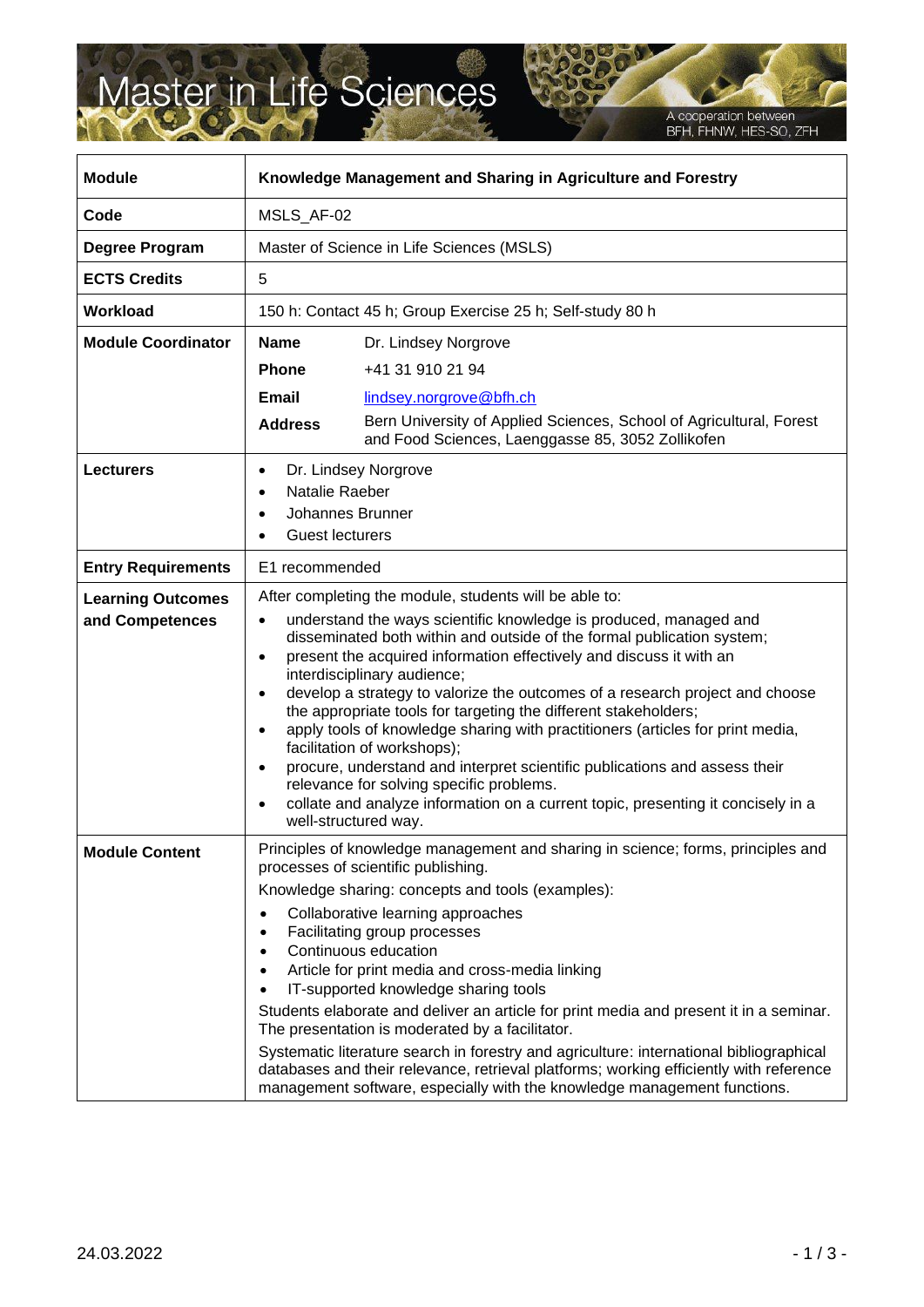# Master in Life Sciences

A cooperation between BFH, FHNW, HES-SO, ZFH

| **Module** | **Knowledge Management and Sharing in Agriculture and Forestry** |
|---|---|
| **Code** | MSLS_AF-02 |
| **Degree Program** | Master of Science in Life Sciences (MSLS) |
| **ECTS Credits** | 5 |
| **Workload** | 150 h: Contact 45 h; Group Exercise 25 h; Self-study 80 h |
| **Module Coordinator** | **Name** Dr. Lindsey Norgrove<br>**Phone** +41 31 910 21 94<br>**Email** lindsey.norgrove@bfh.ch<br>**Address** Bern University of Applied Sciences, School of Agricultural, Forest and Food Sciences, Laenggasse 85, 3052 Zollikofen |
| **Lecturers** | • Dr. Lindsey Norgrove<br>• Natalie Raeber<br>• Johannes Brunner<br>• Guest lecturers |
| **Entry Requirements** | E1 recommended |
| **Learning Outcomes and Competences** | After completing the module, students will be able to:<br>• understand the ways scientific knowledge is produced, managed and disseminated both within and outside of the formal publication system;<br>• present the acquired information effectively and discuss it with an interdisciplinary audience;<br>• develop a strategy to valorize the outcomes of a research project and choose the appropriate tools for targeting the different stakeholders;<br>• apply tools of knowledge sharing with practitioners (articles for print media, facilitation of workshops);<br>• procure, understand and interpret scientific publications and assess their relevance for solving specific problems.<br>• collate and analyze information on a current topic, presenting it concisely in a well-structured way. |
| **Module Content** | Principles of knowledge management and sharing in science; forms, principles and processes of scientific publishing.<br>Knowledge sharing: concepts and tools (examples):<br>• Collaborative learning approaches<br>• Facilitating group processes<br>• Continuous education<br>• Article for print media and cross-media linking<br>• IT-supported knowledge sharing tools<br>Students elaborate and deliver an article for print media and present it in a seminar. The presentation is moderated by a facilitator.<br>Systematic literature search in forestry and agriculture: international bibliographical databases and their relevance, retrieval platforms; working efficiently with reference management software, especially with the knowledge management functions. |

24.03.2022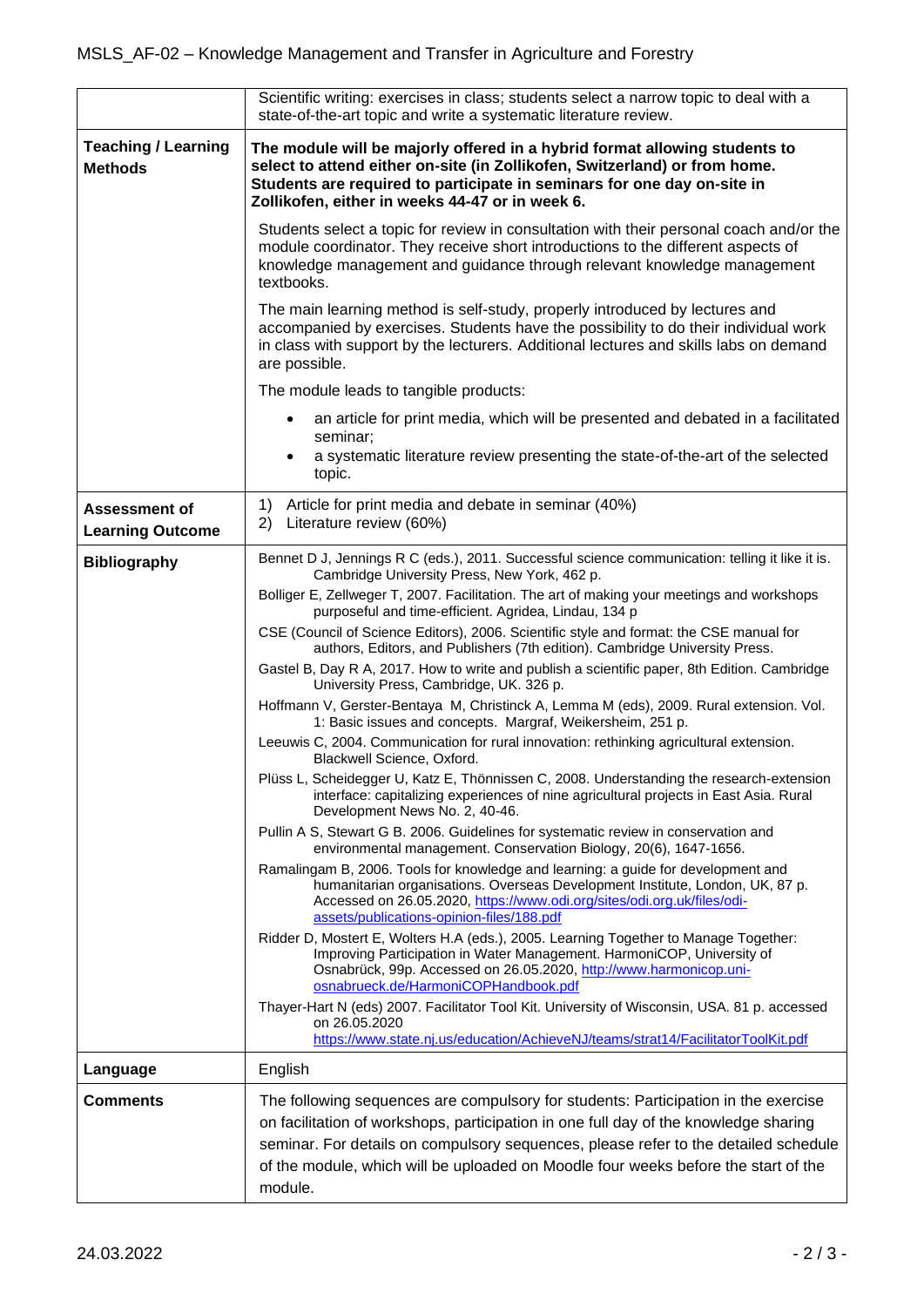| | |
|---|---|
| | Scientific writing: exercises in class; students select a narrow topic to deal with a state-of-the-art topic and write a systematic literature review. |
| **Teaching / Learning Methods** | **The module will be majorly offered in a hybrid format allowing students to select to attend either on-site (in Zollikofen, Switzerland) or from home. Students are required to participate in seminars for one day on-site in Zollikofen, either in weeks 44-47 or in week 6.**<br><br>Students select a topic for review in consultation with their personal coach and/or the module coordinator. They receive short introductions to the different aspects of knowledge management and guidance through relevant knowledge management textbooks.<br><br>The main learning method is self-study, properly introduced by lectures and accompanied by exercises. Students have the possibility to do their individual work in class with support by the lecturers. Additional lectures and skills labs on demand are possible.<br><br>The module leads to tangible products:<br>• an article for print media, which will be presented and debated in a facilitated seminar;<br>• a systematic literature review presenting the state-of-the-art of the selected topic. |
| **Assessment of Learning Outcome** | 1) Article for print media and debate in seminar (40%)<br>2) Literature review (60%) |
| **Bibliography** | Bennet D J, Jennings R C (eds.), 2011. Successful science communication: telling it like it is. Cambridge University Press, New York, 462 p.<br>Bolliger E, Zellweger T, 2007. Facilitation. The art of making your meetings and workshops purposeful and time-efficient. Agridea, Lindau, 134 p<br>CSE (Council of Science Editors), 2006. Scientific style and format: the CSE manual for authors, Editors, and Publishers (7th edition). Cambridge University Press.<br>Gastel B, Day R A, 2017. How to write and publish a scientific paper, 8th Edition. Cambridge University Press, Cambridge, UK. 326 p.<br>Hoffmann V, Gerster-Bentaya M, Christinck A, Lemma M (eds), 2009. Rural extension. Vol. 1: Basic issues and concepts. Margraf, Weikersheim, 251 p.<br>Leeuwis C, 2004. Communication for rural innovation: rethinking agricultural extension. Blackwell Science, Oxford.<br>Plüss L, Scheidegger U, Katz E, Thönnissen C, 2008. Understanding the research-extension interface: capitalizing experiences of nine agricultural projects in East Asia. Rural Development News No. 2, 40-46.<br>Pullin A S, Stewart G B. 2006. Guidelines for systematic review in conservation and environmental management. Conservation Biology, 20(6), 1647-1656.<br>Ramalingam B, 2006. Tools for knowledge and learning: a guide for development and humanitarian organisations. Overseas Development Institute, London, UK, 87 p. Accessed on 26.05.2020, https://www.odi.org/sites/odi.org.uk/files/odi-assets/publications-opinion-files/188.pdf<br>Ridder D, Mostert E, Wolters H.A (eds.), 2005. Learning Together to Manage Together: Improving Participation in Water Management. HarmoniCOP, University of Osnabrück, 99p. Accessed on 26.05.2020, http://www.harmonicop.uni-osnabrueck.de/HarmoniCOPHandbook.pdf<br>Thayer-Hart N (eds) 2007. Facilitator Tool Kit. University of Wisconsin, USA. 81 p. accessed on 26.05.2020 https://www.state.nj.us/education/AchieveNJ/teams/strat14/FacilitatorToolKit.pdf |
| **Language** | English |
| **Comments** | The following sequences are compulsory for students: Participation in the exercise on facilitation of workshops, participation in one full day of the knowledge sharing seminar. For details on compulsory sequences, please refer to the detailed schedule of the module, which will be uploaded on Moodle four weeks before the start of the module. |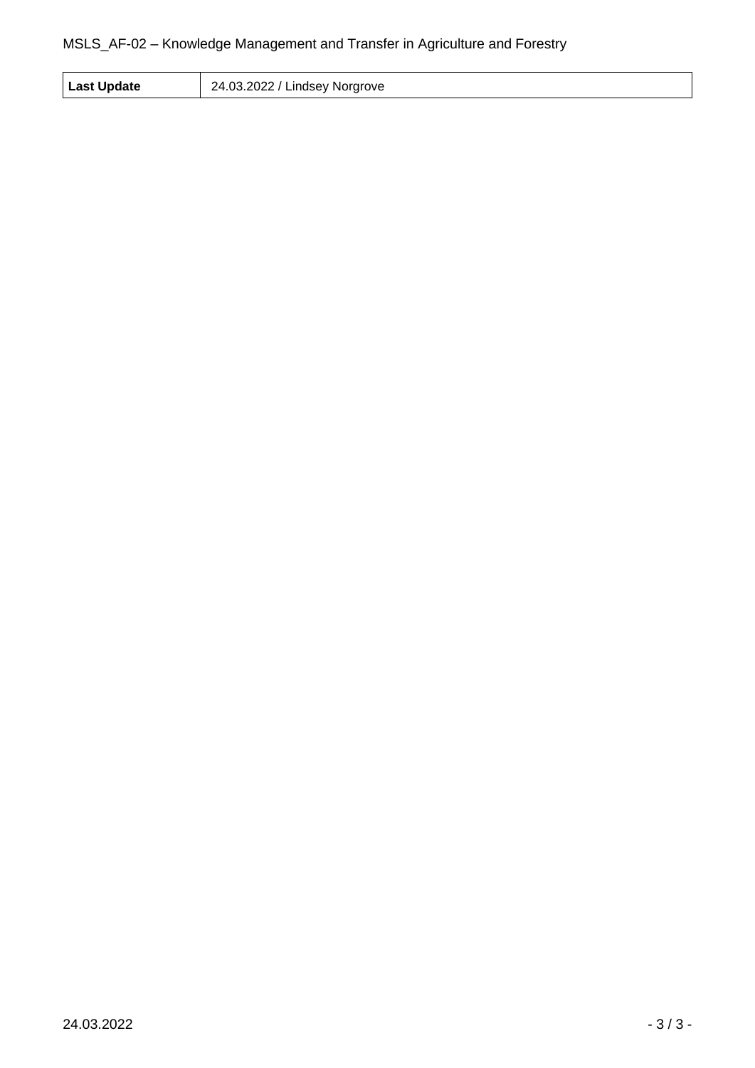| | |
|---|---|
| **Last Update** | 24.03.2022 / Lindsey Norgrove |